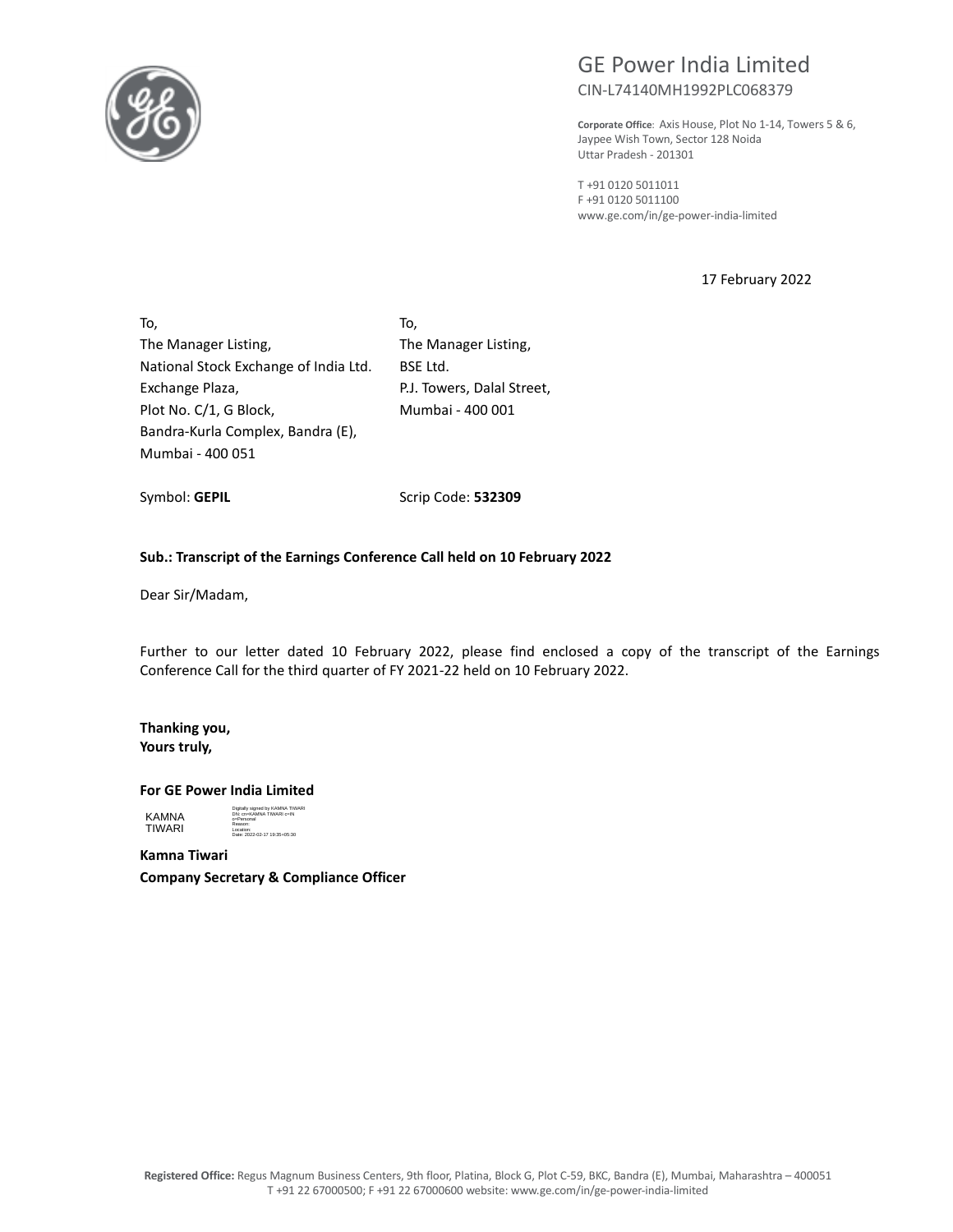# GE Power India Limited

CIN-L74140MH1992PLC068379

**Corporate Office**: Axis House, Plot No 1-14, Towers 5 & 6, Jaypee Wish Town, Sector 128 Noida Uttar Pradesh - 201301

T +91 0120 5011011
F +91 0120 5011100
www.ge.com/in/ge-power-india-limited

17 February 2022

To,
The Manager Listing,
National Stock Exchange of India Ltd.
Exchange Plaza,
Plot No. C/1, G Block,
Bandra-Kurla Complex, Bandra (E),
Mumbai - 400 051

Symbol: **GEPIL**

To,
The Manager Listing,
BSE Ltd.
P.J. Towers, Dalal Street,
Mumbai - 400 001

Scrip Code: **532309**

**Sub.: Transcript of the Earnings Conference Call held on 10 February 2022**

Dear Sir/Madam,

Further to our letter dated 10 February 2022, please find enclosed a copy of the transcript of the Earnings Conference Call for the third quarter of FY 2021-22 held on 10 February 2022.

**Thanking you,**
**Yours truly,**

**For GE Power India Limited**

KAMNA TIWARI — Digitally signed by KAMNA TIWARI DN: cn=KAMNA TIWARI c=IN o=Personal Reason: Location: Date: 2022-02-17 19:35+05:30

**Kamna Tiwari**
**Company Secretary & Compliance Officer**

**Registered Office:** Regus Magnum Business Centers, 9th floor, Platina, Block G, Plot C-59, BKC, Bandra (E), Mumbai, Maharashtra – 400051
T +91 22 67000500; F +91 22 67000600 website: www.ge.com/in/ge-power-india-limited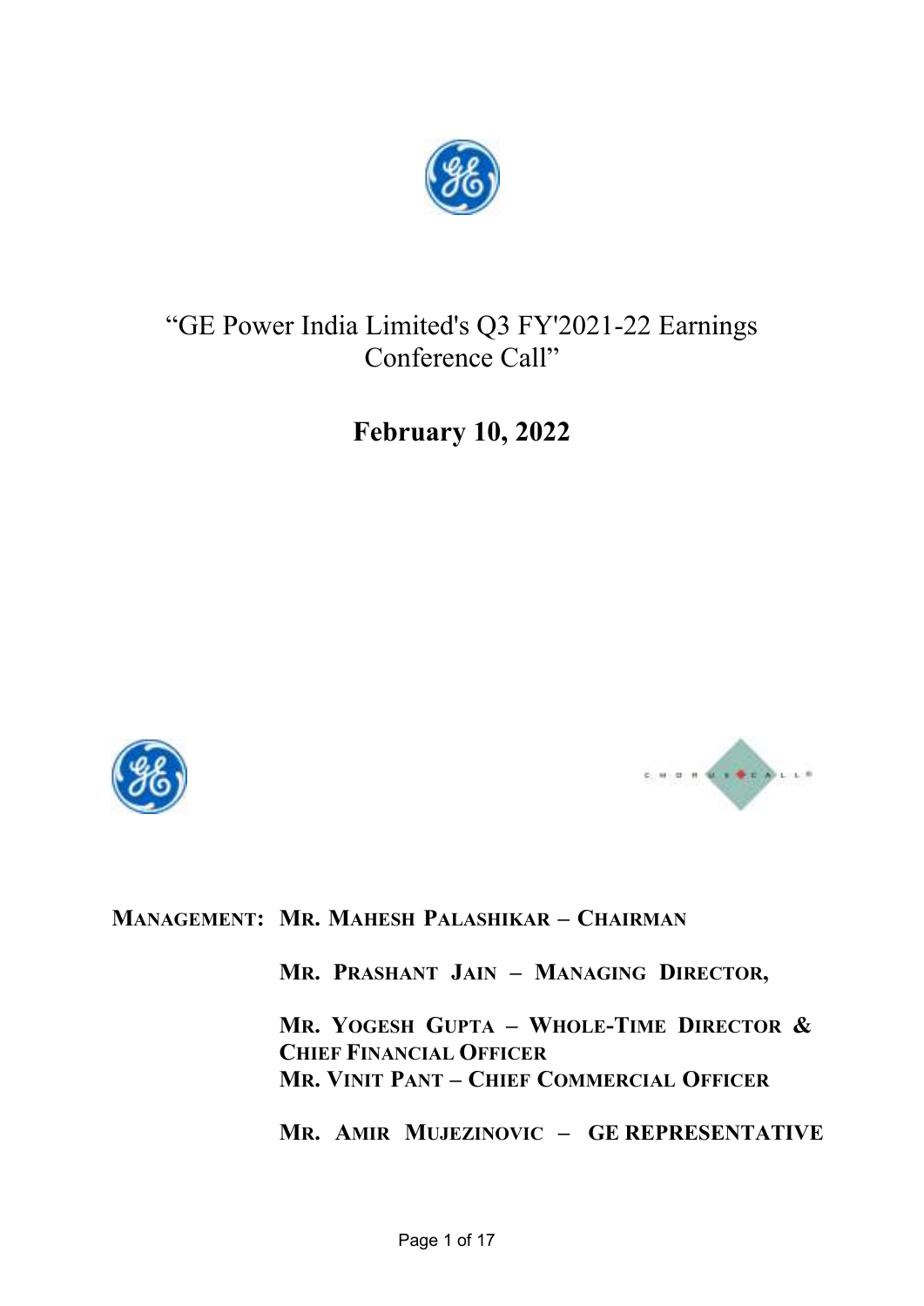# "GE Power India Limited's Q3 FY'2021-22 Earnings Conference Call"

## February 10, 2022

**MANAGEMENT:** **MR. MAHESH PALASHIKAR – CHAIRMAN**

**MR. PRASHANT JAIN – MANAGING DIRECTOR,**

**MR. YOGESH GUPTA – WHOLE-TIME DIRECTOR & CHIEF FINANCIAL OFFICER**

**MR. VINIT PANT – CHIEF COMMERCIAL OFFICER**

**MR. AMIR MUJEZINOVIC – GE REPRESENTATIVE**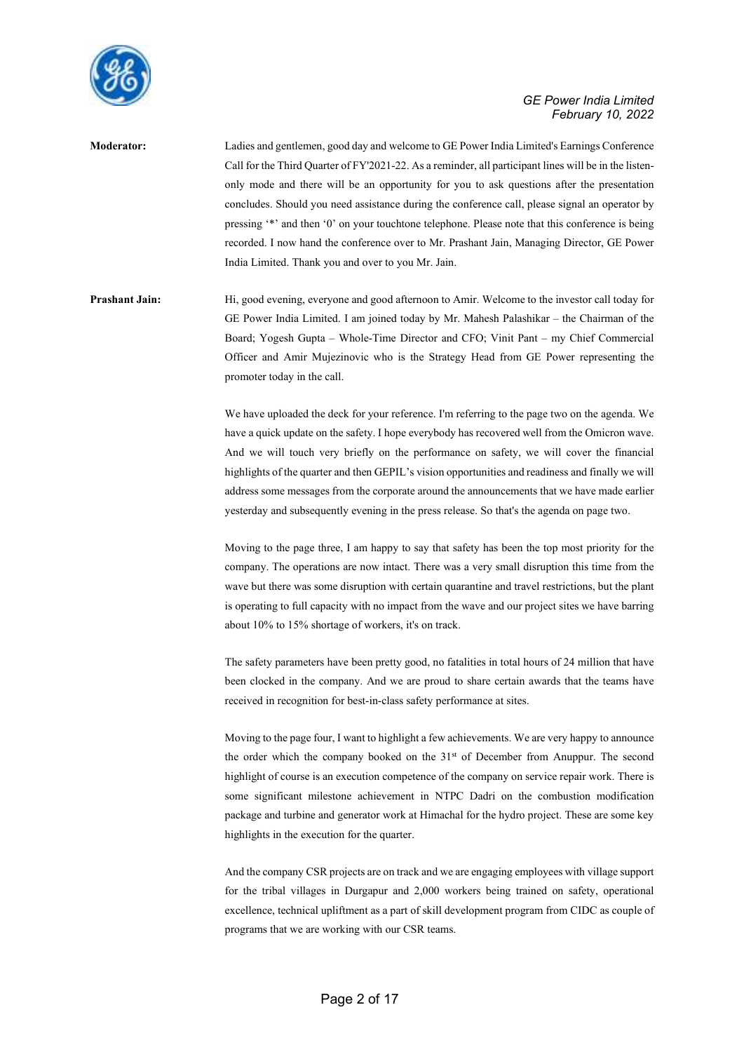**Moderator:** Ladies and gentlemen, good day and welcome to GE Power India Limited's Earnings Conference Call for the Third Quarter of FY'2021-22. As a reminder, all participant lines will be in the listen-only mode and there will be an opportunity for you to ask questions after the presentation concludes. Should you need assistance during the conference call, please signal an operator by pressing '*' and then '0' on your touchtone telephone. Please note that this conference is being recorded. I now hand the conference over to Mr. Prashant Jain, Managing Director, GE Power India Limited. Thank you and over to you Mr. Jain.

**Prashant Jain:** Hi, good evening, everyone and good afternoon to Amir. Welcome to the investor call today for GE Power India Limited. I am joined today by Mr. Mahesh Palashikar – the Chairman of the Board; Yogesh Gupta – Whole-Time Director and CFO; Vinit Pant – my Chief Commercial Officer and Amir Mujezinovic who is the Strategy Head from GE Power representing the promoter today in the call.

We have uploaded the deck for your reference. I'm referring to the page two on the agenda. We have a quick update on the safety. I hope everybody has recovered well from the Omicron wave. And we will touch very briefly on the performance on safety, we will cover the financial highlights of the quarter and then GEPIL's vision opportunities and readiness and finally we will address some messages from the corporate around the announcements that we have made earlier yesterday and subsequently evening in the press release. So that's the agenda on page two.

Moving to the page three, I am happy to say that safety has been the top most priority for the company. The operations are now intact. There was a very small disruption this time from the wave but there was some disruption with certain quarantine and travel restrictions, but the plant is operating to full capacity with no impact from the wave and our project sites we have barring about 10% to 15% shortage of workers, it's on track.

The safety parameters have been pretty good, no fatalities in total hours of 24 million that have been clocked in the company. And we are proud to share certain awards that the teams have received in recognition for best-in-class safety performance at sites.

Moving to the page four, I want to highlight a few achievements. We are very happy to announce the order which the company booked on the 31st of December from Anuppur. The second highlight of course is an execution competence of the company on service repair work. There is some significant milestone achievement in NTPC Dadri on the combustion modification package and turbine and generator work at Himachal for the hydro project. These are some key highlights in the execution for the quarter.

And the company CSR projects are on track and we are engaging employees with village support for the tribal villages in Durgapur and 2,000 workers being trained on safety, operational excellence, technical upliftment as a part of skill development program from CIDC as couple of programs that we are working with our CSR teams.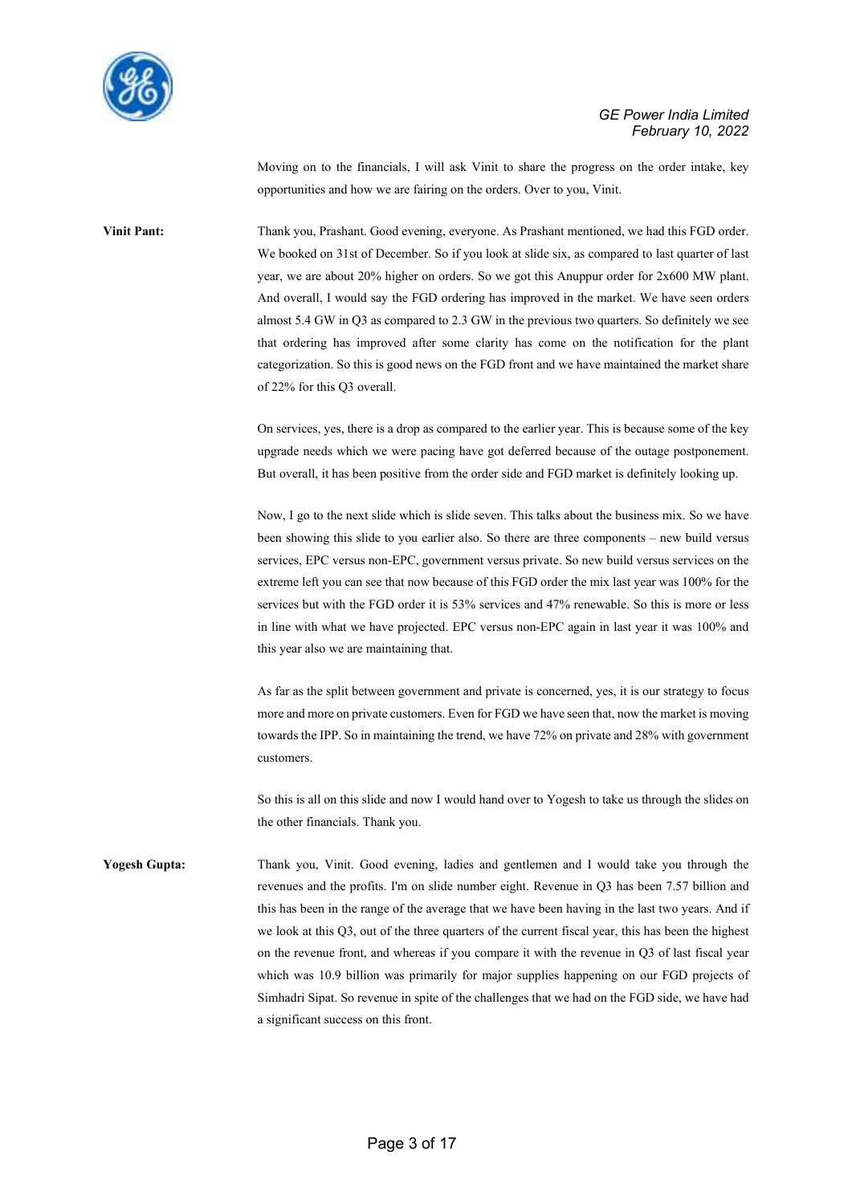Moving on to the financials, I will ask Vinit to share the progress on the order intake, key opportunities and how we are fairing on the orders. Over to you, Vinit.

**Vinit Pant:** Thank you, Prashant. Good evening, everyone. As Prashant mentioned, we had this FGD order. We booked on 31st of December. So if you look at slide six, as compared to last quarter of last year, we are about 20% higher on orders. So we got this Anuppur order for 2x600 MW plant. And overall, I would say the FGD ordering has improved in the market. We have seen orders almost 5.4 GW in Q3 as compared to 2.3 GW in the previous two quarters. So definitely we see that ordering has improved after some clarity has come on the notification for the plant categorization. So this is good news on the FGD front and we have maintained the market share of 22% for this Q3 overall.

On services, yes, there is a drop as compared to the earlier year. This is because some of the key upgrade needs which we were pacing have got deferred because of the outage postponement. But overall, it has been positive from the order side and FGD market is definitely looking up.

Now, I go to the next slide which is slide seven. This talks about the business mix. So we have been showing this slide to you earlier also. So there are three components – new build versus services, EPC versus non-EPC, government versus private. So new build versus services on the extreme left you can see that now because of this FGD order the mix last year was 100% for the services but with the FGD order it is 53% services and 47% renewable. So this is more or less in line with what we have projected. EPC versus non-EPC again in last year it was 100% and this year also we are maintaining that.

As far as the split between government and private is concerned, yes, it is our strategy to focus more and more on private customers. Even for FGD we have seen that, now the market is moving towards the IPP. So in maintaining the trend, we have 72% on private and 28% with government customers.

So this is all on this slide and now I would hand over to Yogesh to take us through the slides on the other financials. Thank you.

**Yogesh Gupta:** Thank you, Vinit. Good evening, ladies and gentlemen and I would take you through the revenues and the profits. I'm on slide number eight. Revenue in Q3 has been 7.57 billion and this has been in the range of the average that we have been having in the last two years. And if we look at this Q3, out of the three quarters of the current fiscal year, this has been the highest on the revenue front, and whereas if you compare it with the revenue in Q3 of last fiscal year which was 10.9 billion was primarily for major supplies happening on our FGD projects of Simhadri Sipat. So revenue in spite of the challenges that we had on the FGD side, we have had a significant success on this front.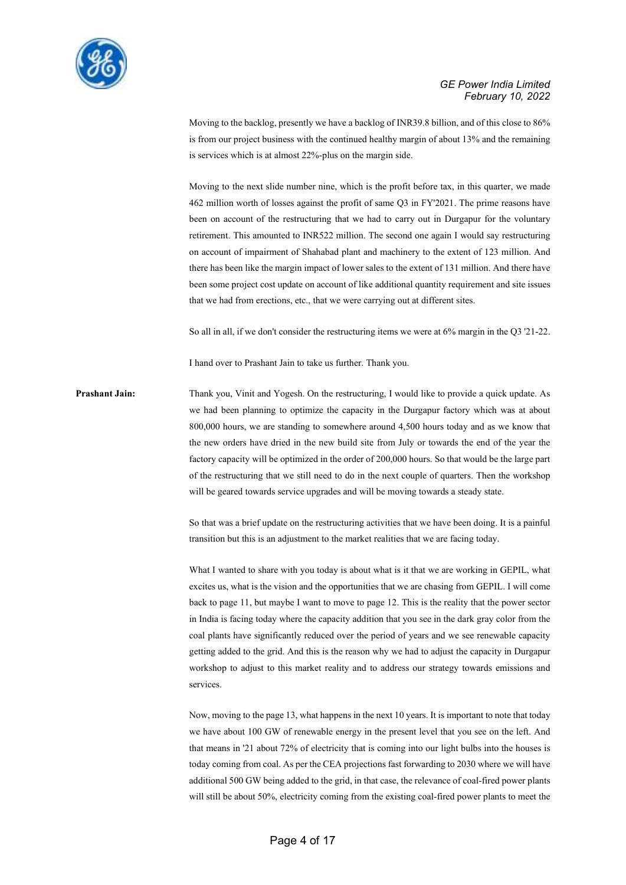Moving to the backlog, presently we have a backlog of INR39.8 billion, and of this close to 86% is from our project business with the continued healthy margin of about 13% and the remaining is services which is at almost 22%-plus on the margin side.

Moving to the next slide number nine, which is the profit before tax, in this quarter, we made 462 million worth of losses against the profit of same Q3 in FY'2021. The prime reasons have been on account of the restructuring that we had to carry out in Durgapur for the voluntary retirement. This amounted to INR522 million. The second one again I would say restructuring on account of impairment of Shahabad plant and machinery to the extent of 123 million. And there has been like the margin impact of lower sales to the extent of 131 million. And there have been some project cost update on account of like additional quantity requirement and site issues that we had from erections, etc., that we were carrying out at different sites.

So all in all, if we don't consider the restructuring items we were at 6% margin in the Q3 '21-22.

I hand over to Prashant Jain to take us further. Thank you.

**Prashant Jain:** Thank you, Vinit and Yogesh. On the restructuring, I would like to provide a quick update. As we had been planning to optimize the capacity in the Durgapur factory which was at about 800,000 hours, we are standing to somewhere around 4,500 hours today and as we know that the new orders have dried in the new build site from July or towards the end of the year the factory capacity will be optimized in the order of 200,000 hours. So that would be the large part of the restructuring that we still need to do in the next couple of quarters. Then the workshop will be geared towards service upgrades and will be moving towards a steady state.

So that was a brief update on the restructuring activities that we have been doing. It is a painful transition but this is an adjustment to the market realities that we are facing today.

What I wanted to share with you today is about what is it that we are working in GEPIL, what excites us, what is the vision and the opportunities that we are chasing from GEPIL. I will come back to page 11, but maybe I want to move to page 12. This is the reality that the power sector in India is facing today where the capacity addition that you see in the dark gray color from the coal plants have significantly reduced over the period of years and we see renewable capacity getting added to the grid. And this is the reason why we had to adjust the capacity in Durgapur workshop to adjust to this market reality and to address our strategy towards emissions and services.

Now, moving to the page 13, what happens in the next 10 years. It is important to note that today we have about 100 GW of renewable energy in the present level that you see on the left. And that means in '21 about 72% of electricity that is coming into our light bulbs into the houses is today coming from coal. As per the CEA projections fast forwarding to 2030 where we will have additional 500 GW being added to the grid, in that case, the relevance of coal-fired power plants will still be about 50%, electricity coming from the existing coal-fired power plants to meet the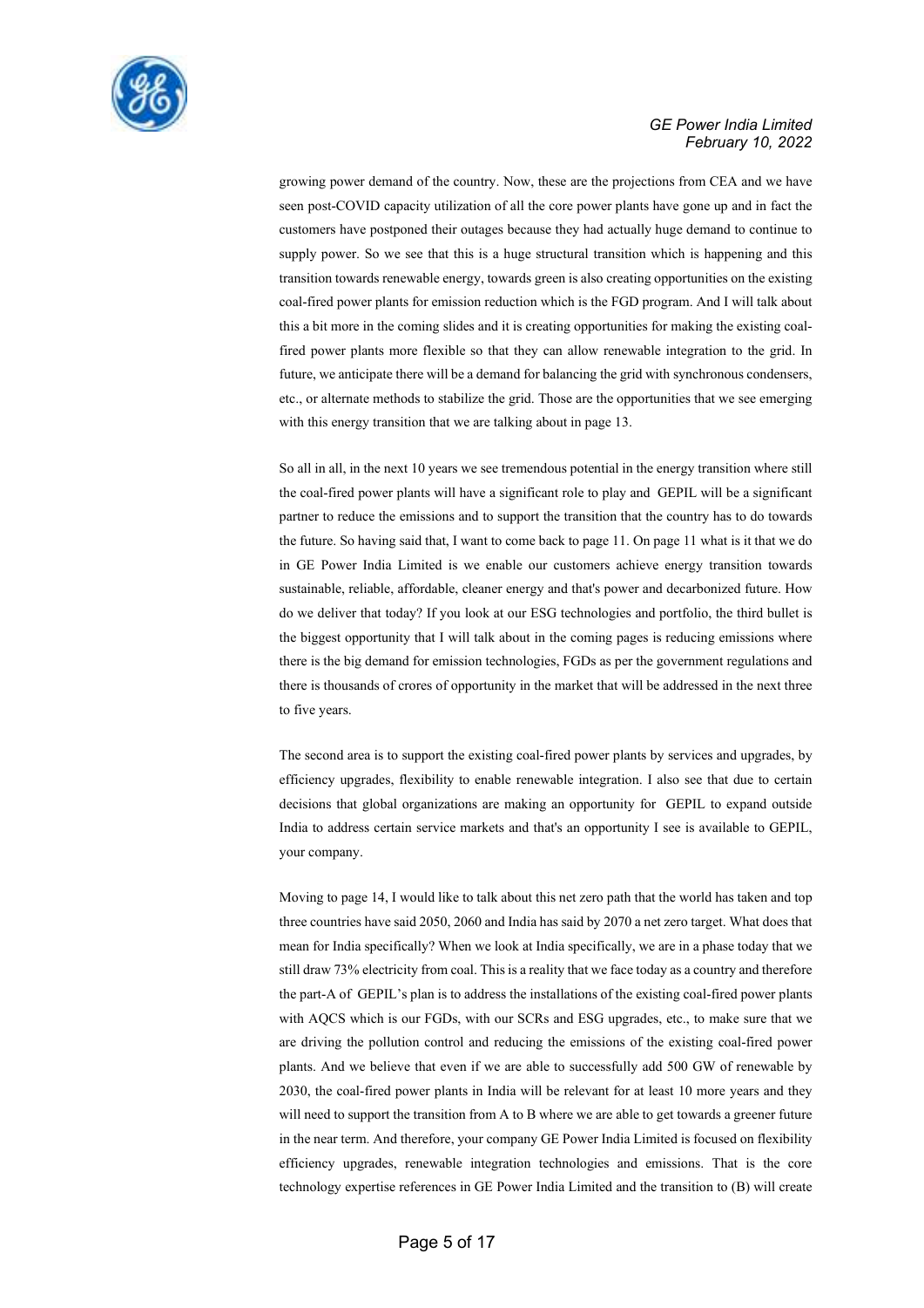growing power demand of the country. Now, these are the projections from CEA and we have seen post-COVID capacity utilization of all the core power plants have gone up and in fact the customers have postponed their outages because they had actually huge demand to continue to supply power. So we see that this is a huge structural transition which is happening and this transition towards renewable energy, towards green is also creating opportunities on the existing coal-fired power plants for emission reduction which is the FGD program. And I will talk about this a bit more in the coming slides and it is creating opportunities for making the existing coal-fired power plants more flexible so that they can allow renewable integration to the grid. In future, we anticipate there will be a demand for balancing the grid with synchronous condensers, etc., or alternate methods to stabilize the grid. Those are the opportunities that we see emerging with this energy transition that we are talking about in page 13.

So all in all, in the next 10 years we see tremendous potential in the energy transition where still the coal-fired power plants will have a significant role to play and GEPIL will be a significant partner to reduce the emissions and to support the transition that the country has to do towards the future. So having said that, I want to come back to page 11. On page 11 what is it that we do in GE Power India Limited is we enable our customers achieve energy transition towards sustainable, reliable, affordable, cleaner energy and that's power and decarbonized future. How do we deliver that today? If you look at our ESG technologies and portfolio, the third bullet is the biggest opportunity that I will talk about in the coming pages is reducing emissions where there is the big demand for emission technologies, FGDs as per the government regulations and there is thousands of crores of opportunity in the market that will be addressed in the next three to five years.

The second area is to support the existing coal-fired power plants by services and upgrades, by efficiency upgrades, flexibility to enable renewable integration. I also see that due to certain decisions that global organizations are making an opportunity for GEPIL to expand outside India to address certain service markets and that's an opportunity I see is available to GEPIL, your company.

Moving to page 14, I would like to talk about this net zero path that the world has taken and top three countries have said 2050, 2060 and India has said by 2070 a net zero target. What does that mean for India specifically? When we look at India specifically, we are in a phase today that we still draw 73% electricity from coal. This is a reality that we face today as a country and therefore the part-A of GEPIL's plan is to address the installations of the existing coal-fired power plants with AQCS which is our FGDs, with our SCRs and ESG upgrades, etc., to make sure that we are driving the pollution control and reducing the emissions of the existing coal-fired power plants. And we believe that even if we are able to successfully add 500 GW of renewable by 2030, the coal-fired power plants in India will be relevant for at least 10 more years and they will need to support the transition from A to B where we are able to get towards a greener future in the near term. And therefore, your company GE Power India Limited is focused on flexibility efficiency upgrades, renewable integration technologies and emissions. That is the core technology expertise references in GE Power India Limited and the transition to (B) will create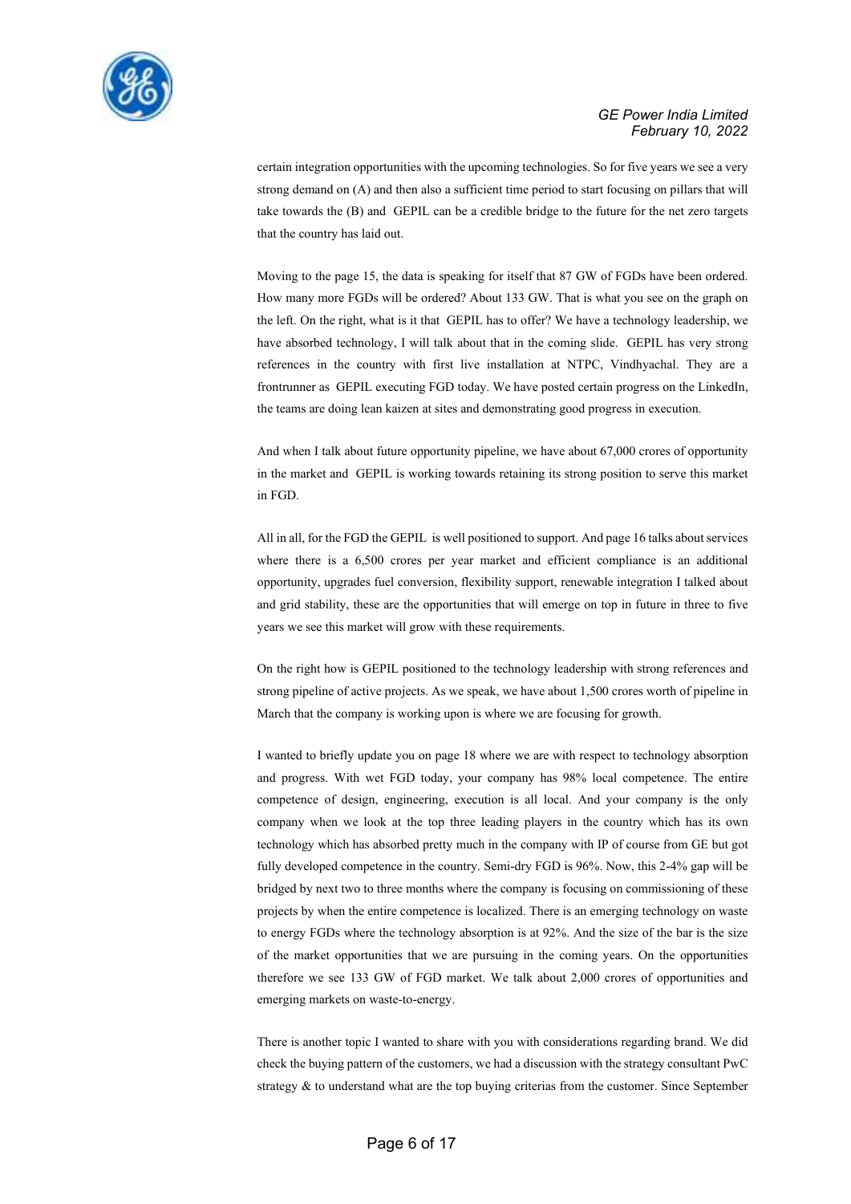certain integration opportunities with the upcoming technologies. So for five years we see a very strong demand on (A) and then also a sufficient time period to start focusing on pillars that will take towards the (B) and GEPIL can be a credible bridge to the future for the net zero targets that the country has laid out.

Moving to the page 15, the data is speaking for itself that 87 GW of FGDs have been ordered. How many more FGDs will be ordered? About 133 GW. That is what you see on the graph on the left. On the right, what is it that GEPIL has to offer? We have a technology leadership, we have absorbed technology, I will talk about that in the coming slide. GEPIL has very strong references in the country with first live installation at NTPC, Vindhyachal. They are a frontrunner as GEPIL executing FGD today. We have posted certain progress on the LinkedIn, the teams are doing lean kaizen at sites and demonstrating good progress in execution.

And when I talk about future opportunity pipeline, we have about 67,000 crores of opportunity in the market and GEPIL is working towards retaining its strong position to serve this market in FGD.

All in all, for the FGD the GEPIL is well positioned to support. And page 16 talks about services where there is a 6,500 crores per year market and efficient compliance is an additional opportunity, upgrades fuel conversion, flexibility support, renewable integration I talked about and grid stability, these are the opportunities that will emerge on top in future in three to five years we see this market will grow with these requirements.

On the right how is GEPIL positioned to the technology leadership with strong references and strong pipeline of active projects. As we speak, we have about 1,500 crores worth of pipeline in March that the company is working upon is where we are focusing for growth.

I wanted to briefly update you on page 18 where we are with respect to technology absorption and progress. With wet FGD today, your company has 98% local competence. The entire competence of design, engineering, execution is all local. And your company is the only company when we look at the top three leading players in the country which has its own technology which has absorbed pretty much in the company with IP of course from GE but got fully developed competence in the country. Semi-dry FGD is 96%. Now, this 2-4% gap will be bridged by next two to three months where the company is focusing on commissioning of these projects by when the entire competence is localized. There is an emerging technology on waste to energy FGDs where the technology absorption is at 92%. And the size of the bar is the size of the market opportunities that we are pursuing in the coming years. On the opportunities therefore we see 133 GW of FGD market. We talk about 2,000 crores of opportunities and emerging markets on waste-to-energy.

There is another topic I wanted to share with you with considerations regarding brand. We did check the buying pattern of the customers, we had a discussion with the strategy consultant PwC strategy & to understand what are the top buying criterias from the customer. Since September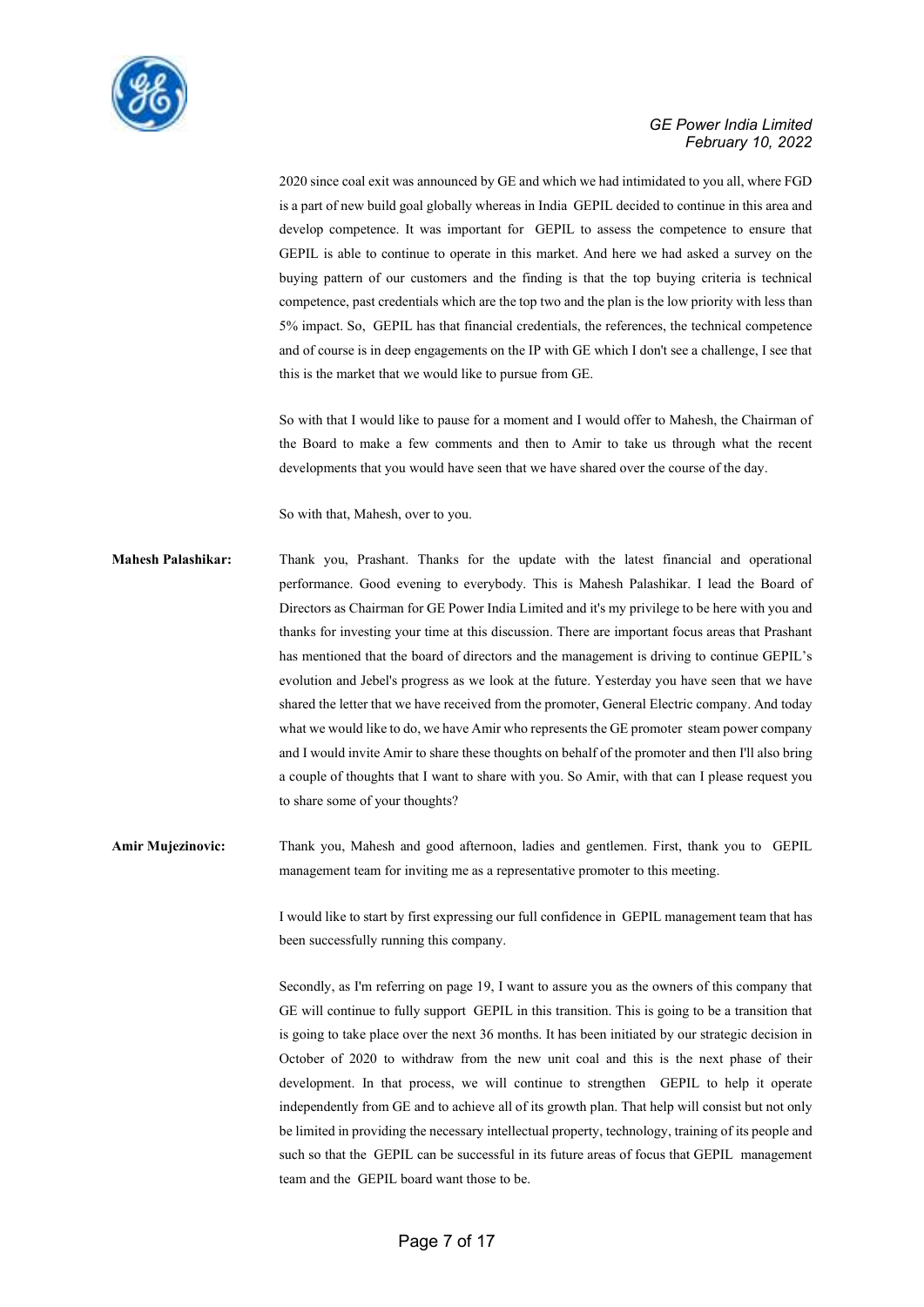2020 since coal exit was announced by GE and which we had intimidated to you all, where FGD is a part of new build goal globally whereas in India GEPIL decided to continue in this area and develop competence. It was important for GEPIL to assess the competence to ensure that GEPIL is able to continue to operate in this market. And here we had asked a survey on the buying pattern of our customers and the finding is that the top buying criteria is technical competence, past credentials which are the top two and the plan is the low priority with less than 5% impact. So, GEPIL has that financial credentials, the references, the technical competence and of course is in deep engagements on the IP with GE which I don't see a challenge, I see that this is the market that we would like to pursue from GE.

So with that I would like to pause for a moment and I would offer to Mahesh, the Chairman of the Board to make a few comments and then to Amir to take us through what the recent developments that you would have seen that we have shared over the course of the day.

So with that, Mahesh, over to you.

**Mahesh Palashikar:** Thank you, Prashant. Thanks for the update with the latest financial and operational performance. Good evening to everybody. This is Mahesh Palashikar. I lead the Board of Directors as Chairman for GE Power India Limited and it's my privilege to be here with you and thanks for investing your time at this discussion. There are important focus areas that Prashant has mentioned that the board of directors and the management is driving to continue GEPIL's evolution and Jebel's progress as we look at the future. Yesterday you have seen that we have shared the letter that we have received from the promoter, General Electric company. And today what we would like to do, we have Amir who represents the GE promoter steam power company and I would invite Amir to share these thoughts on behalf of the promoter and then I'll also bring a couple of thoughts that I want to share with you. So Amir, with that can I please request you to share some of your thoughts?

**Amir Mujezinovic:** Thank you, Mahesh and good afternoon, ladies and gentlemen. First, thank you to GEPIL management team for inviting me as a representative promoter to this meeting.

I would like to start by first expressing our full confidence in GEPIL management team that has been successfully running this company.

Secondly, as I'm referring on page 19, I want to assure you as the owners of this company that GE will continue to fully support GEPIL in this transition. This is going to be a transition that is going to take place over the next 36 months. It has been initiated by our strategic decision in October of 2020 to withdraw from the new unit coal and this is the next phase of their development. In that process, we will continue to strengthen GEPIL to help it operate independently from GE and to achieve all of its growth plan. That help will consist but not only be limited in providing the necessary intellectual property, technology, training of its people and such so that the GEPIL can be successful in its future areas of focus that GEPIL management team and the GEPIL board want those to be.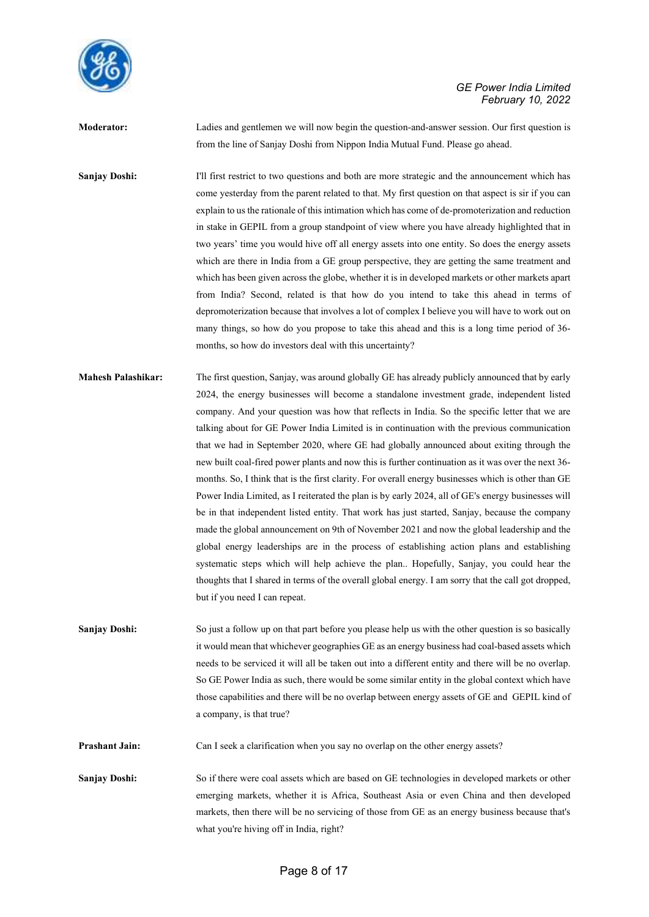**Moderator:** Ladies and gentlemen we will now begin the question-and-answer session. Our first question is from the line of Sanjay Doshi from Nippon India Mutual Fund. Please go ahead.

**Sanjay Doshi:** I'll first restrict to two questions and both are more strategic and the announcement which has come yesterday from the parent related to that. My first question on that aspect is sir if you can explain to us the rationale of this intimation which has come of de-promoterization and reduction in stake in GEPIL from a group standpoint of view where you have already highlighted that in two years' time you would hive off all energy assets into one entity. So does the energy assets which are there in India from a GE group perspective, they are getting the same treatment and which has been given across the globe, whether it is in developed markets or other markets apart from India? Second, related is that how do you intend to take this ahead in terms of depromoterization because that involves a lot of complex I believe you will have to work out on many things, so how do you propose to take this ahead and this is a long time period of 36-months, so how do investors deal with this uncertainty?

**Mahesh Palashikar:** The first question, Sanjay, was around globally GE has already publicly announced that by early 2024, the energy businesses will become a standalone investment grade, independent listed company. And your question was how that reflects in India. So the specific letter that we are talking about for GE Power India Limited is in continuation with the previous communication that we had in September 2020, where GE had globally announced about exiting through the new built coal-fired power plants and now this is further continuation as it was over the next 36-months. So, I think that is the first clarity. For overall energy businesses which is other than GE Power India Limited, as I reiterated the plan is by early 2024, all of GE's energy businesses will be in that independent listed entity. That work has just started, Sanjay, because the company made the global announcement on 9th of November 2021 and now the global leadership and the global energy leaderships are in the process of establishing action plans and establishing systematic steps which will help achieve the plan.. Hopefully, Sanjay, you could hear the thoughts that I shared in terms of the overall global energy. I am sorry that the call got dropped, but if you need I can repeat.

**Sanjay Doshi:** So just a follow up on that part before you please help us with the other question is so basically it would mean that whichever geographies GE as an energy business had coal-based assets which needs to be serviced it will all be taken out into a different entity and there will be no overlap. So GE Power India as such, there would be some similar entity in the global context which have those capabilities and there will be no overlap between energy assets of GE and GEPIL kind of a company, is that true?

**Prashant Jain:** Can I seek a clarification when you say no overlap on the other energy assets?

**Sanjay Doshi:** So if there were coal assets which are based on GE technologies in developed markets or other emerging markets, whether it is Africa, Southeast Asia or even China and then developed markets, then there will be no servicing of those from GE as an energy business because that's what you're hiving off in India, right?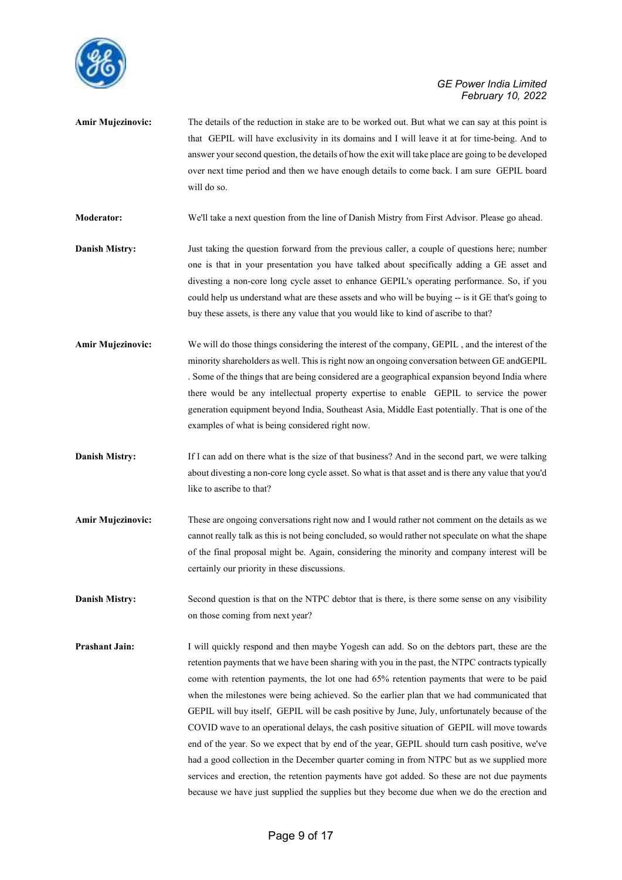**Amir Mujezinovic:** The details of the reduction in stake are to be worked out. But what we can say at this point is that GEPIL will have exclusivity in its domains and I will leave it at for time-being. And to answer your second question, the details of how the exit will take place are going to be developed over next time period and then we have enough details to come back. I am sure GEPIL board will do so.

**Moderator:** We'll take a next question from the line of Danish Mistry from First Advisor. Please go ahead.

**Danish Mistry:** Just taking the question forward from the previous caller, a couple of questions here; number one is that in your presentation you have talked about specifically adding a GE asset and divesting a non-core long cycle asset to enhance GEPIL's operating performance. So, if you could help us understand what are these assets and who will be buying -- is it GE that's going to buy these assets, is there any value that you would like to kind of ascribe to that?

**Amir Mujezinovic:** We will do those things considering the interest of the company, GEPIL , and the interest of the minority shareholders as well. This is right now an ongoing conversation between GE andGEPIL . Some of the things that are being considered are a geographical expansion beyond India where there would be any intellectual property expertise to enable GEPIL to service the power generation equipment beyond India, Southeast Asia, Middle East potentially. That is one of the examples of what is being considered right now.

**Danish Mistry:** If I can add on there what is the size of that business? And in the second part, we were talking about divesting a non-core long cycle asset. So what is that asset and is there any value that you'd like to ascribe to that?

**Amir Mujezinovic:** These are ongoing conversations right now and I would rather not comment on the details as we cannot really talk as this is not being concluded, so would rather not speculate on what the shape of the final proposal might be. Again, considering the minority and company interest will be certainly our priority in these discussions.

**Danish Mistry:** Second question is that on the NTPC debtor that is there, is there some sense on any visibility on those coming from next year?

**Prashant Jain:** I will quickly respond and then maybe Yogesh can add. So on the debtors part, these are the retention payments that we have been sharing with you in the past, the NTPC contracts typically come with retention payments, the lot one had 65% retention payments that were to be paid when the milestones were being achieved. So the earlier plan that we had communicated that GEPIL will buy itself, GEPIL will be cash positive by June, July, unfortunately because of the COVID wave to an operational delays, the cash positive situation of GEPIL will move towards end of the year. So we expect that by end of the year, GEPIL should turn cash positive, we've had a good collection in the December quarter coming in from NTPC but as we supplied more services and erection, the retention payments have got added. So these are not due payments because we have just supplied the supplies but they become due when we do the erection and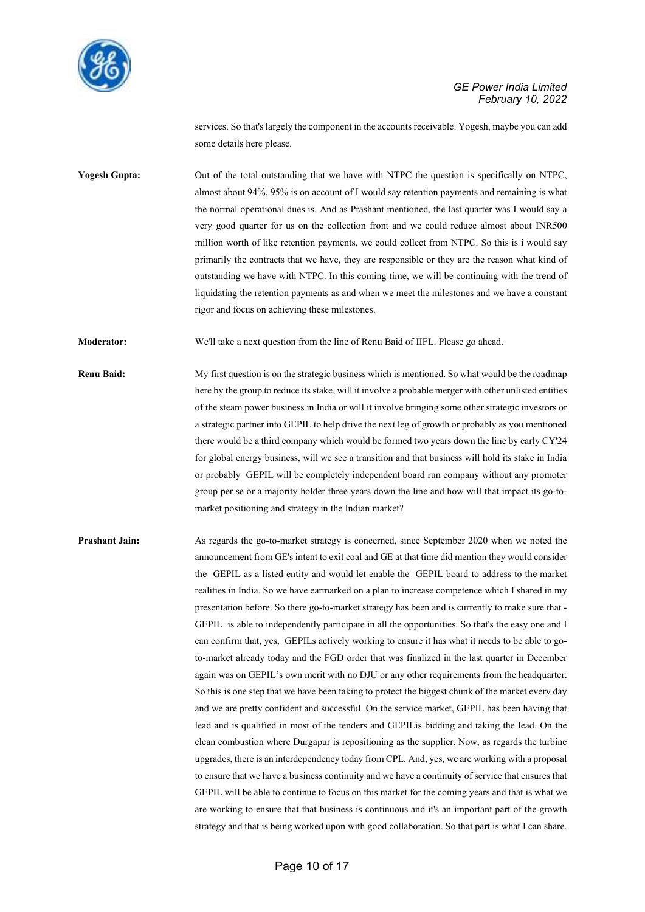services. So that's largely the component in the accounts receivable. Yogesh, maybe you can add some details here please.

**Yogesh Gupta:** Out of the total outstanding that we have with NTPC the question is specifically on NTPC, almost about 94%, 95% is on account of I would say retention payments and remaining is what the normal operational dues is. And as Prashant mentioned, the last quarter was I would say a very good quarter for us on the collection front and we could reduce almost about INR500 million worth of like retention payments, we could collect from NTPC. So this is i would say primarily the contracts that we have, they are responsible or they are the reason what kind of outstanding we have with NTPC. In this coming time, we will be continuing with the trend of liquidating the retention payments as and when we meet the milestones and we have a constant rigor and focus on achieving these milestones.

**Moderator:** We'll take a next question from the line of Renu Baid of IIFL. Please go ahead.

**Renu Baid:** My first question is on the strategic business which is mentioned. So what would be the roadmap here by the group to reduce its stake, will it involve a probable merger with other unlisted entities of the steam power business in India or will it involve bringing some other strategic investors or a strategic partner into GEPIL to help drive the next leg of growth or probably as you mentioned there would be a third company which would be formed two years down the line by early CY'24 for global energy business, will we see a transition and that business will hold its stake in India or probably GEPIL will be completely independent board run company without any promoter group per se or a majority holder three years down the line and how will that impact its go-to-market positioning and strategy in the Indian market?

**Prashant Jain:** As regards the go-to-market strategy is concerned, since September 2020 when we noted the announcement from GE's intent to exit coal and GE at that time did mention they would consider the GEPIL as a listed entity and would let enable the GEPIL board to address to the market realities in India. So we have earmarked on a plan to increase competence which I shared in my presentation before. So there go-to-market strategy has been and is currently to make sure that - GEPIL is able to independently participate in all the opportunities. So that's the easy one and I can confirm that, yes, GEPILs actively working to ensure it has what it needs to be able to go-to-market already today and the FGD order that was finalized in the last quarter in December again was on GEPIL's own merit with no DJU or any other requirements from the headquarter. So this is one step that we have been taking to protect the biggest chunk of the market every day and we are pretty confident and successful. On the service market, GEPIL has been having that lead and is qualified in most of the tenders and GEPILis bidding and taking the lead. On the clean combustion where Durgapur is repositioning as the supplier. Now, as regards the turbine upgrades, there is an interdependency today from CPL. And, yes, we are working with a proposal to ensure that we have a business continuity and we have a continuity of service that ensures that GEPIL will be able to continue to focus on this market for the coming years and that is what we are working to ensure that that business is continuous and it's an important part of the growth strategy and that is being worked upon with good collaboration. So that part is what I can share.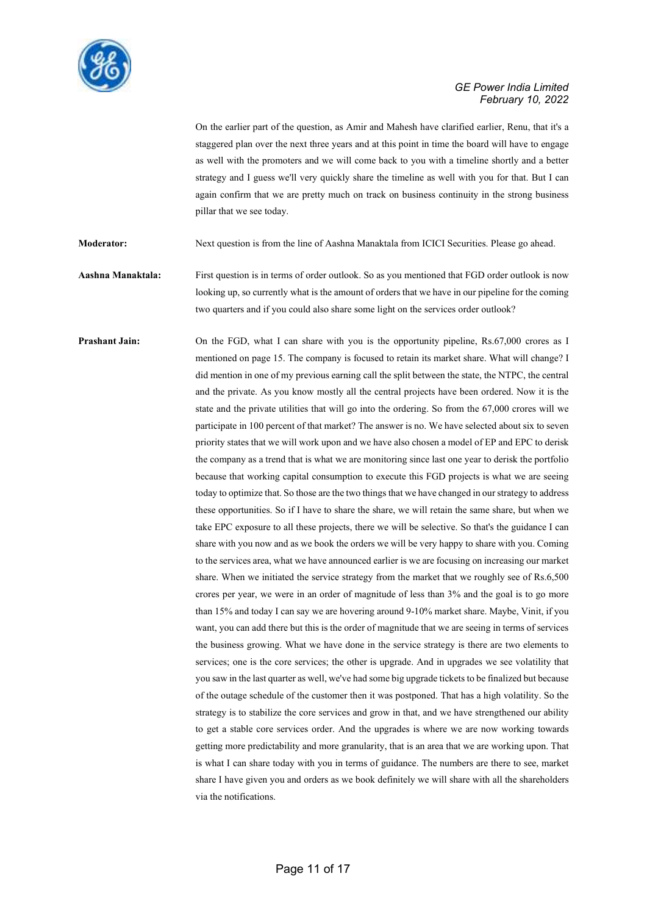On the earlier part of the question, as Amir and Mahesh have clarified earlier, Renu, that it's a staggered plan over the next three years and at this point in time the board will have to engage as well with the promoters and we will come back to you with a timeline shortly and a better strategy and I guess we'll very quickly share the timeline as well with you for that. But I can again confirm that we are pretty much on track on business continuity in the strong business pillar that we see today.

**Moderator:** Next question is from the line of Aashna Manaktala from ICICI Securities. Please go ahead.

**Aashna Manaktala:** First question is in terms of order outlook. So as you mentioned that FGD order outlook is now looking up, so currently what is the amount of orders that we have in our pipeline for the coming two quarters and if you could also share some light on the services order outlook?

**Prashant Jain:** On the FGD, what I can share with you is the opportunity pipeline, Rs.67,000 crores as I mentioned on page 15. The company is focused to retain its market share. What will change? I did mention in one of my previous earning call the split between the state, the NTPC, the central and the private. As you know mostly all the central projects have been ordered. Now it is the state and the private utilities that will go into the ordering. So from the 67,000 crores will we participate in 100 percent of that market? The answer is no. We have selected about six to seven priority states that we will work upon and we have also chosen a model of EP and EPC to derisk the company as a trend that is what we are monitoring since last one year to derisk the portfolio because that working capital consumption to execute this FGD projects is what we are seeing today to optimize that. So those are the two things that we have changed in our strategy to address these opportunities. So if I have to share the share, we will retain the same share, but when we take EPC exposure to all these projects, there we will be selective. So that's the guidance I can share with you now and as we book the orders we will be very happy to share with you. Coming to the services area, what we have announced earlier is we are focusing on increasing our market share. When we initiated the service strategy from the market that we roughly see of Rs.6,500 crores per year, we were in an order of magnitude of less than 3% and the goal is to go more than 15% and today I can say we are hovering around 9-10% market share. Maybe, Vinit, if you want, you can add there but this is the order of magnitude that we are seeing in terms of services the business growing. What we have done in the service strategy is there are two elements to services; one is the core services; the other is upgrade. And in upgrades we see volatility that you saw in the last quarter as well, we've had some big upgrade tickets to be finalized but because of the outage schedule of the customer then it was postponed. That has a high volatility. So the strategy is to stabilize the core services and grow in that, and we have strengthened our ability to get a stable core services order. And the upgrades is where we are now working towards getting more predictability and more granularity, that is an area that we are working upon. That is what I can share today with you in terms of guidance. The numbers are there to see, market share I have given you and orders as we book definitely we will share with all the shareholders via the notifications.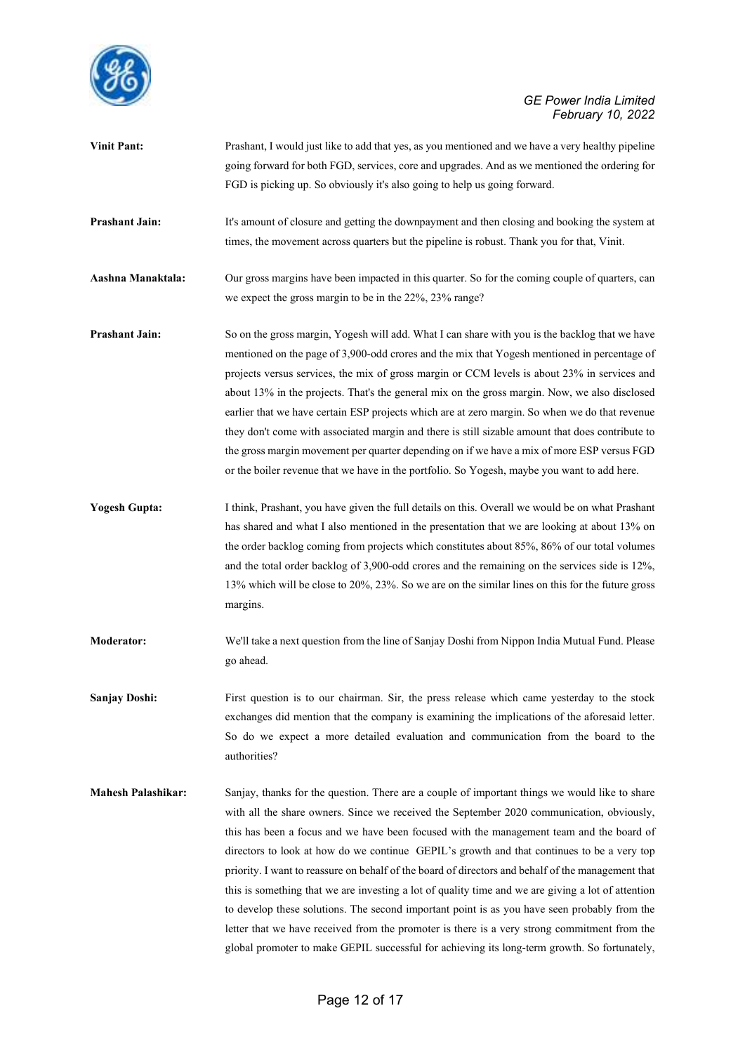**Vinit Pant:** Prashant, I would just like to add that yes, as you mentioned and we have a very healthy pipeline going forward for both FGD, services, core and upgrades. And as we mentioned the ordering for FGD is picking up. So obviously it's also going to help us going forward.

**Prashant Jain:** It's amount of closure and getting the downpayment and then closing and booking the system at times, the movement across quarters but the pipeline is robust. Thank you for that, Vinit.

**Aashna Manaktala:** Our gross margins have been impacted in this quarter. So for the coming couple of quarters, can we expect the gross margin to be in the 22%, 23% range?

**Prashant Jain:** So on the gross margin, Yogesh will add. What I can share with you is the backlog that we have mentioned on the page of 3,900-odd crores and the mix that Yogesh mentioned in percentage of projects versus services, the mix of gross margin or CCM levels is about 23% in services and about 13% in the projects. That's the general mix on the gross margin. Now, we also disclosed earlier that we have certain ESP projects which are at zero margin. So when we do that revenue they don't come with associated margin and there is still sizable amount that does contribute to the gross margin movement per quarter depending on if we have a mix of more ESP versus FGD or the boiler revenue that we have in the portfolio. So Yogesh, maybe you want to add here.

**Yogesh Gupta:** I think, Prashant, you have given the full details on this. Overall we would be on what Prashant has shared and what I also mentioned in the presentation that we are looking at about 13% on the order backlog coming from projects which constitutes about 85%, 86% of our total volumes and the total order backlog of 3,900-odd crores and the remaining on the services side is 12%, 13% which will be close to 20%, 23%. So we are on the similar lines on this for the future gross margins.

**Moderator:** We'll take a next question from the line of Sanjay Doshi from Nippon India Mutual Fund. Please go ahead.

**Sanjay Doshi:** First question is to our chairman. Sir, the press release which came yesterday to the stock exchanges did mention that the company is examining the implications of the aforesaid letter. So do we expect a more detailed evaluation and communication from the board to the authorities?

**Mahesh Palashikar:** Sanjay, thanks for the question. There are a couple of important things we would like to share with all the share owners. Since we received the September 2020 communication, obviously, this has been a focus and we have been focused with the management team and the board of directors to look at how do we continue GEPIL's growth and that continues to be a very top priority. I want to reassure on behalf of the board of directors and behalf of the management that this is something that we are investing a lot of quality time and we are giving a lot of attention to develop these solutions. The second important point is as you have seen probably from the letter that we have received from the promoter is there is a very strong commitment from the global promoter to make GEPIL successful for achieving its long-term growth. So fortunately,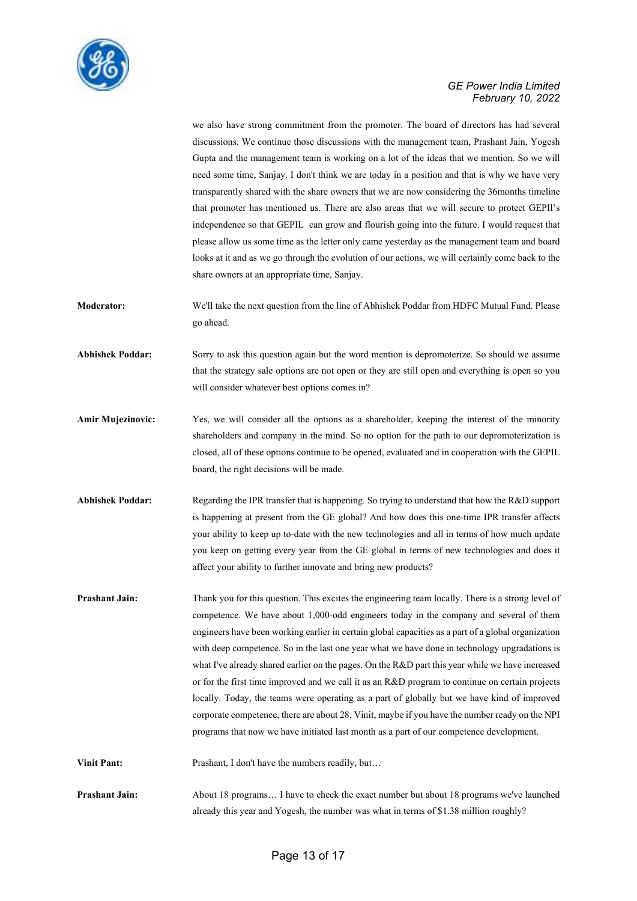we also have strong commitment from the promoter. The board of directors has had several discussions. We continue those discussions with the management team, Prashant Jain, Yogesh Gupta and the management team is working on a lot of the ideas that we mention. So we will need some time, Sanjay. I don't think we are today in a position and that is why we have very transparently shared with the share owners that we are now considering the 36months timeline that promoter has mentioned us. There are also areas that we will secure to protect GEPIl's independence so that GEPIL can grow and flourish going into the future. I would request that please allow us some time as the letter only came yesterday as the management team and board looks at it and as we go through the evolution of our actions, we will certainly come back to the share owners at an appropriate time, Sanjay.

**Moderator:** We'll take the next question from the line of Abhishek Poddar from HDFC Mutual Fund. Please go ahead.

**Abhishek Poddar:** Sorry to ask this question again but the word mention is depromoterize. So should we assume that the strategy sale options are not open or they are still open and everything is open so you will consider whatever best options comes in?

**Amir Mujezinovic:** Yes, we will consider all the options as a shareholder, keeping the interest of the minority shareholders and company in the mind. So no option for the path to our depromoterization is closed, all of these options continue to be opened, evaluated and in cooperation with the GEPIL board, the right decisions will be made.

**Abhishek Poddar:** Regarding the IPR transfer that is happening. So trying to understand that how the R&D support is happening at present from the GE global? And how does this one-time IPR transfer affects your ability to keep up to-date with the new technologies and all in terms of how much update you keep on getting every year from the GE global in terms of new technologies and does it affect your ability to further innovate and bring new products?

**Prashant Jain:** Thank you for this question. This excites the engineering team locally. There is a strong level of competence. We have about 1,000-odd engineers today in the company and several of them engineers have been working earlier in certain global capacities as a part of a global organization with deep competence. So in the last one year what we have done in technology upgradations is what I've already shared earlier on the pages. On the R&D part this year while we have increased or for the first time improved and we call it as an R&D program to continue on certain projects locally. Today, the teams were operating as a part of globally but we have kind of improved corporate competence, there are about 28, Vinit, maybe if you have the number ready on the NPI programs that now we have initiated last month as a part of our competence development.

**Vinit Pant:** Prashant, I don't have the numbers readily, but…

**Prashant Jain:** About 18 programs… I have to check the exact number but about 18 programs we've launched already this year and Yogesh, the number was what in terms of $1.38 million roughly?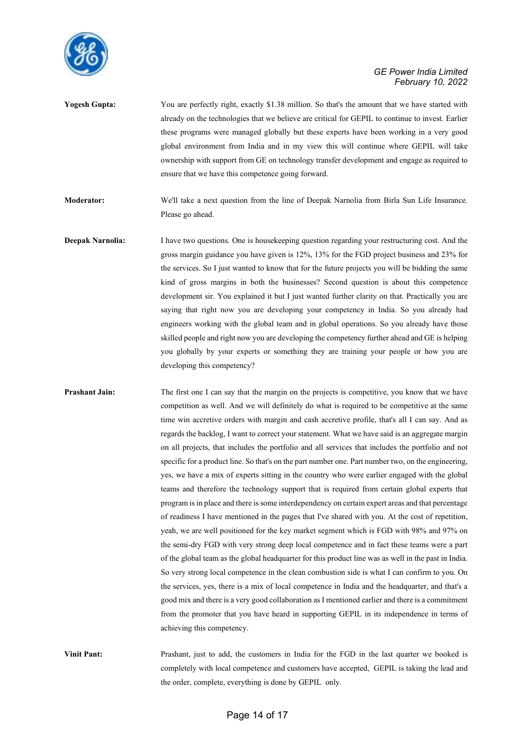**Yogesh Gupta:** You are perfectly right, exactly $1.38 million. So that's the amount that we have started with already on the technologies that we believe are critical for GEPIL to continue to invest. Earlier these programs were managed globally but these experts have been working in a very good global environment from India and in my view this will continue where GEPIL will take ownership with support from GE on technology transfer development and engage as required to ensure that we have this competence going forward.

**Moderator:** We'll take a next question from the line of Deepak Narnolia from Birla Sun Life Insurance. Please go ahead.

**Deepak Narnolia:** I have two questions. One is housekeeping question regarding your restructuring cost. And the gross margin guidance you have given is 12%, 13% for the FGD project business and 23% for the services. So I just wanted to know that for the future projects you will be bidding the same kind of gross margins in both the businesses? Second question is about this competence development sir. You explained it but I just wanted further clarity on that. Practically you are saying that right now you are developing your competency in India. So you already had engineers working with the global team and in global operations. So you already have those skilled people and right now you are developing the competency further ahead and GE is helping you globally by your experts or something they are training your people or how you are developing this competency?

**Prashant Jain:** The first one I can say that the margin on the projects is competitive, you know that we have competition as well. And we will definitely do what is required to be competitive at the same time win accretive orders with margin and cash accretive profile, that's all I can say. And as regards the backlog, I want to correct your statement. What we have said is an aggregate margin on all projects, that includes the portfolio and all services that includes the portfolio and not specific for a product line. So that's on the part number one. Part number two, on the engineering, yes, we have a mix of experts sitting in the country who were earlier engaged with the global teams and therefore the technology support that is required from certain global experts that program is in place and there is some interdependency on certain expert areas and that percentage of readiness I have mentioned in the pages that I've shared with you. At the cost of repetition, yeah, we are well positioned for the key market segment which is FGD with 98% and 97% on the semi-dry FGD with very strong deep local competence and in fact these teams were a part of the global team as the global headquarter for this product line was as well in the past in India. So very strong local competence in the clean combustion side is what I can confirm to you. On the services, yes, there is a mix of local competence in India and the headquarter, and that's a good mix and there is a very good collaboration as I mentioned earlier and there is a commitment from the promoter that you have heard in supporting GEPIL in its independence in terms of achieving this competency.

**Vinit Pant:** Prashant, just to add, the customers in India for the FGD in the last quarter we booked is completely with local competence and customers have accepted, GEPIL is taking the lead and the order, complete, everything is done by GEPIL only.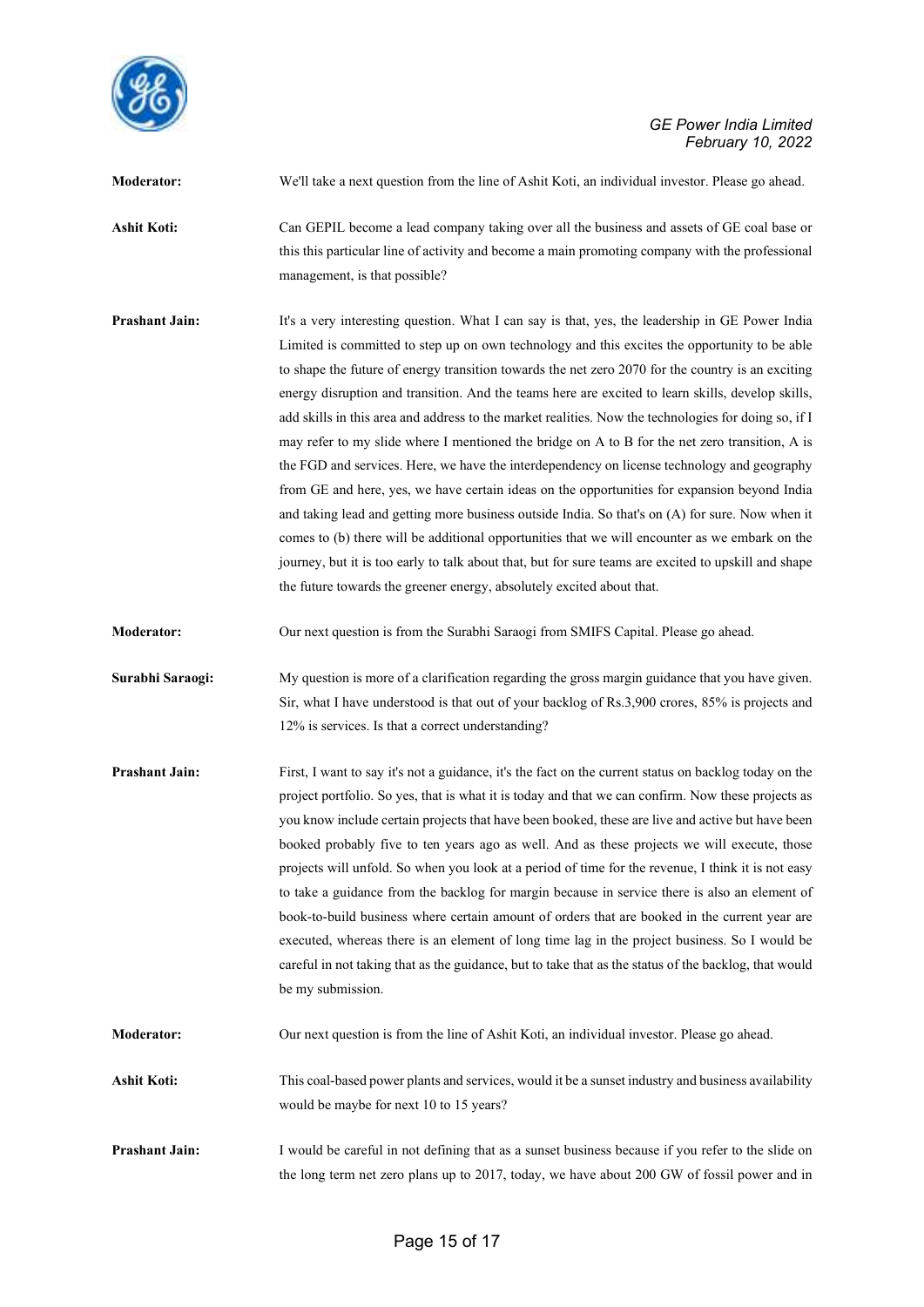**Moderator:** We'll take a next question from the line of Ashit Koti, an individual investor. Please go ahead.

**Ashit Koti:** Can GEPIL become a lead company taking over all the business and assets of GE coal base or this this particular line of activity and become a main promoting company with the professional management, is that possible?

**Prashant Jain:** It's a very interesting question. What I can say is that, yes, the leadership in GE Power India Limited is committed to step up on own technology and this excites the opportunity to be able to shape the future of energy transition towards the net zero 2070 for the country is an exciting energy disruption and transition. And the teams here are excited to learn skills, develop skills, add skills in this area and address to the market realities. Now the technologies for doing so, if I may refer to my slide where I mentioned the bridge on A to B for the net zero transition, A is the FGD and services. Here, we have the interdependency on license technology and geography from GE and here, yes, we have certain ideas on the opportunities for expansion beyond India and taking lead and getting more business outside India. So that's on (A) for sure. Now when it comes to (b) there will be additional opportunities that we will encounter as we embark on the journey, but it is too early to talk about that, but for sure teams are excited to upskill and shape the future towards the greener energy, absolutely excited about that.

**Moderator:** Our next question is from the Surabhi Saraogi from SMIFS Capital. Please go ahead.

**Surabhi Saraogi:** My question is more of a clarification regarding the gross margin guidance that you have given. Sir, what I have understood is that out of your backlog of Rs.3,900 crores, 85% is projects and 12% is services. Is that a correct understanding?

**Prashant Jain:** First, I want to say it's not a guidance, it's the fact on the current status on backlog today on the project portfolio. So yes, that is what it is today and that we can confirm. Now these projects as you know include certain projects that have been booked, these are live and active but have been booked probably five to ten years ago as well. And as these projects we will execute, those projects will unfold. So when you look at a period of time for the revenue, I think it is not easy to take a guidance from the backlog for margin because in service there is also an element of book-to-build business where certain amount of orders that are booked in the current year are executed, whereas there is an element of long time lag in the project business. So I would be careful in not taking that as the guidance, but to take that as the status of the backlog, that would be my submission.

**Moderator:** Our next question is from the line of Ashit Koti, an individual investor. Please go ahead.

**Ashit Koti:** This coal-based power plants and services, would it be a sunset industry and business availability would be maybe for next 10 to 15 years?

**Prashant Jain:** I would be careful in not defining that as a sunset business because if you refer to the slide on the long term net zero plans up to 2017, today, we have about 200 GW of fossil power and in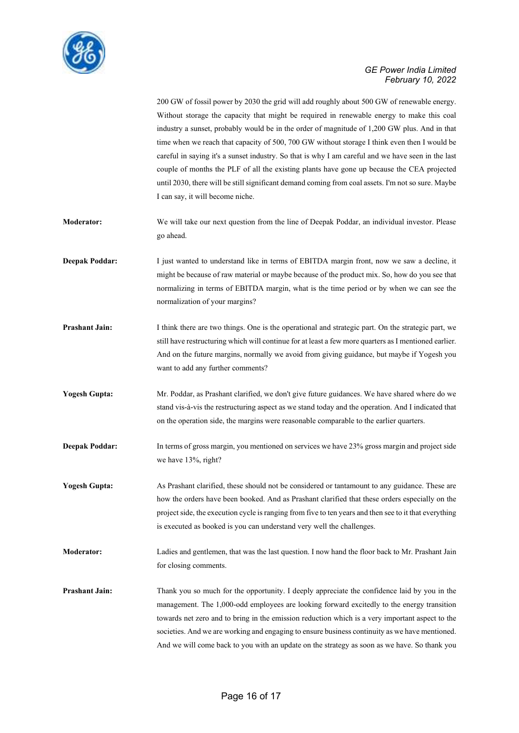200 GW of fossil power by 2030 the grid will add roughly about 500 GW of renewable energy. Without storage the capacity that might be required in renewable energy to make this coal industry a sunset, probably would be in the order of magnitude of 1,200 GW plus. And in that time when we reach that capacity of 500, 700 GW without storage I think even then I would be careful in saying it's a sunset industry. So that is why I am careful and we have seen in the last couple of months the PLF of all the existing plants have gone up because the CEA projected until 2030, there will be still significant demand coming from coal assets. I'm not so sure. Maybe I can say, it will become niche.

**Moderator:** We will take our next question from the line of Deepak Poddar, an individual investor. Please go ahead.

**Deepak Poddar:** I just wanted to understand like in terms of EBITDA margin front, now we saw a decline, it might be because of raw material or maybe because of the product mix. So, how do you see that normalizing in terms of EBITDA margin, what is the time period or by when we can see the normalization of your margins?

**Prashant Jain:** I think there are two things. One is the operational and strategic part. On the strategic part, we still have restructuring which will continue for at least a few more quarters as I mentioned earlier. And on the future margins, normally we avoid from giving guidance, but maybe if Yogesh you want to add any further comments?

**Yogesh Gupta:** Mr. Poddar, as Prashant clarified, we don't give future guidances. We have shared where do we stand vis-à-vis the restructuring aspect as we stand today and the operation. And I indicated that on the operation side, the margins were reasonable comparable to the earlier quarters.

**Deepak Poddar:** In terms of gross margin, you mentioned on services we have 23% gross margin and project side we have 13%, right?

**Yogesh Gupta:** As Prashant clarified, these should not be considered or tantamount to any guidance. These are how the orders have been booked. And as Prashant clarified that these orders especially on the project side, the execution cycle is ranging from five to ten years and then see to it that everything is executed as booked is you can understand very well the challenges.

**Moderator:** Ladies and gentlemen, that was the last question. I now hand the floor back to Mr. Prashant Jain for closing comments.

**Prashant Jain:** Thank you so much for the opportunity. I deeply appreciate the confidence laid by you in the management. The 1,000-odd employees are looking forward excitedly to the energy transition towards net zero and to bring in the emission reduction which is a very important aspect to the societies. And we are working and engaging to ensure business continuity as we have mentioned. And we will come back to you with an update on the strategy as soon as we have. So thank you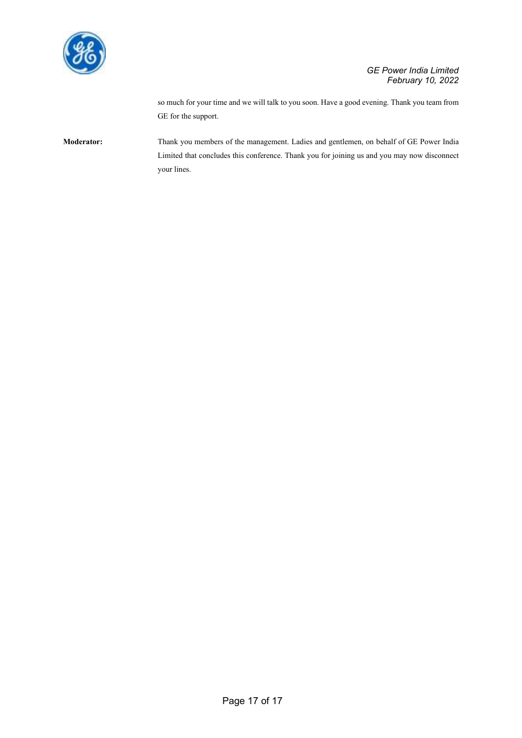so much for your time and we will talk to you soon. Have a good evening. Thank you team from GE for the support.

**Moderator:** Thank you members of the management. Ladies and gentlemen, on behalf of GE Power India Limited that concludes this conference. Thank you for joining us and you may now disconnect your lines.